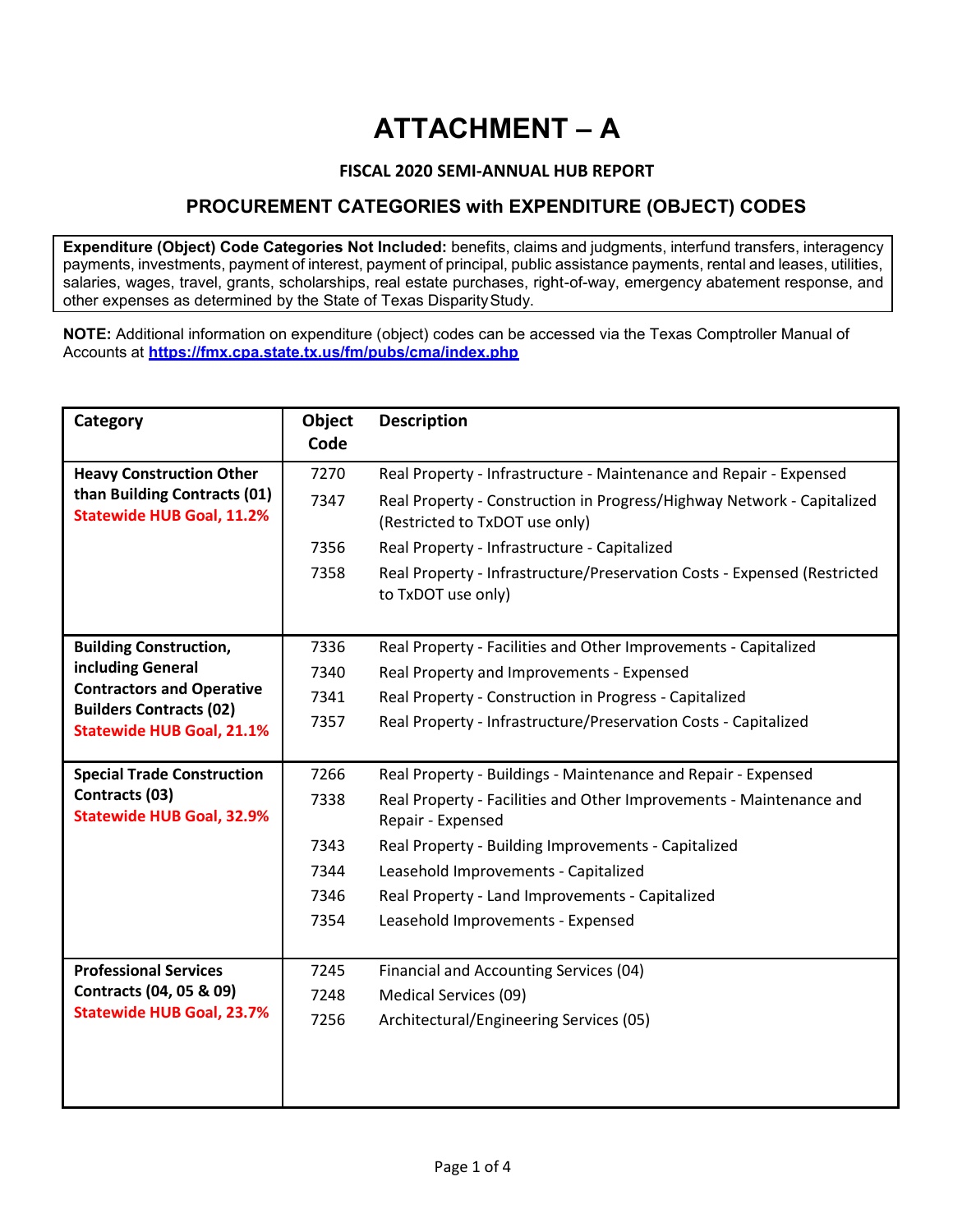# ATTACHMENT – A

### FISCAL 2020 SEMI-ANNUAL HUB REPORT

## PROCUREMENT CATEGORIES with EXPENDITURE (OBJECT) CODES

**Expenditure (Object) Code Categories Not Included:** benefits, claims and judgments, interfund transfers, interagency payments, investments, payment of interest, payment of principal, public assistance payments, rental and leases, utilities, salaries, wages, travel, grants, scholarships, real estate purchases, right-of-way, emergency abatement response, and other expenses as determined by the State of Texas Disparity Study.

**NOTE:** Additional information on expenditure (object) codes can be accessed via the Texas Comptroller Manual of Accounts at **https://fmx.cpa.state.tx.us/fm/pubs/cma/index.php**

| Category | Object Code | Description |
|---|---|---|
| **Heavy Construction Other than Building Contracts (01)** **Statewide HUB Goal, 11.2%** | 7270 | Real Property - Infrastructure - Maintenance and Repair - Expensed |
| | 7347 | Real Property - Construction in Progress/Highway Network - Capitalized (Restricted to TxDOT use only) |
| | 7356 | Real Property - Infrastructure - Capitalized |
| | 7358 | Real Property - Infrastructure/Preservation Costs - Expensed (Restricted to TxDOT use only) |
| **Building Construction, including General Contractors and Operative Builders Contracts (02)** **Statewide HUB Goal, 21.1%** | 7336 | Real Property - Facilities and Other Improvements - Capitalized |
| | 7340 | Real Property and Improvements - Expensed |
| | 7341 | Real Property - Construction in Progress - Capitalized |
| | 7357 | Real Property - Infrastructure/Preservation Costs - Capitalized |
| **Special Trade Construction Contracts (03)** **Statewide HUB Goal, 32.9%** | 7266 | Real Property - Buildings - Maintenance and Repair - Expensed |
| | 7338 | Real Property - Facilities and Other Improvements - Maintenance and Repair - Expensed |
| | 7343 | Real Property - Building Improvements - Capitalized |
| | 7344 | Leasehold Improvements - Capitalized |
| | 7346 | Real Property - Land Improvements - Capitalized |
| | 7354 | Leasehold Improvements - Expensed |
| **Professional Services Contracts (04, 05 & 09)** **Statewide HUB Goal, 23.7%** | 7245 | Financial and Accounting Services (04) |
| | 7248 | Medical Services (09) |
| | 7256 | Architectural/Engineering Services (05) |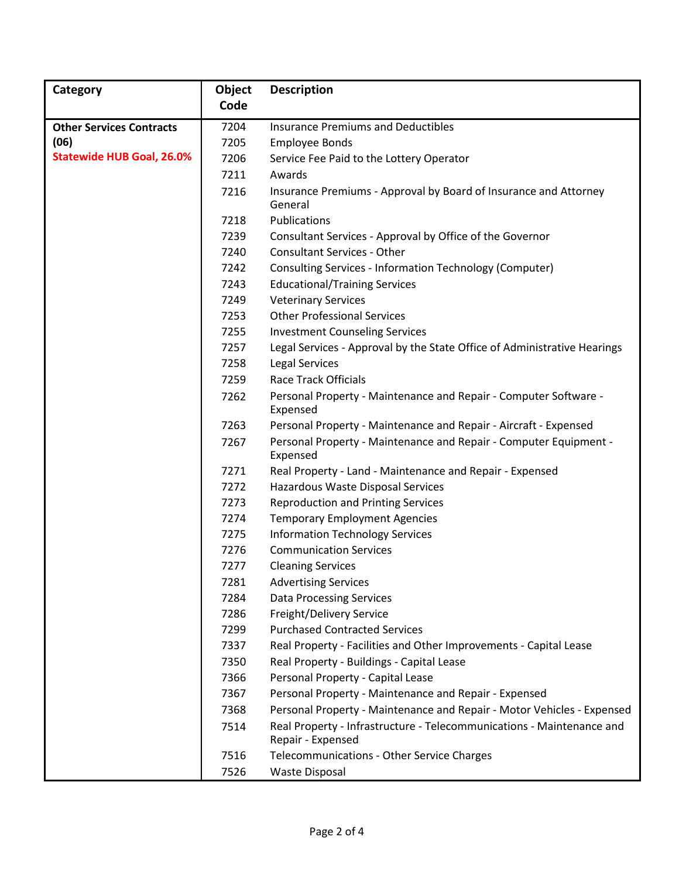| Category | Object Code | Description |
|---|---|---|
| **Other Services Contracts (06)** | 7204 | Insurance Premiums and Deductibles |
| **Statewide HUB Goal, 26.0%** | 7205 | Employee Bonds |
| | 7206 | Service Fee Paid to the Lottery Operator |
| | 7211 | Awards |
| | 7216 | Insurance Premiums - Approval by Board of Insurance and Attorney General |
| | 7218 | Publications |
| | 7239 | Consultant Services - Approval by Office of the Governor |
| | 7240 | Consultant Services - Other |
| | 7242 | Consulting Services - Information Technology (Computer) |
| | 7243 | Educational/Training Services |
| | 7249 | Veterinary Services |
| | 7253 | Other Professional Services |
| | 7255 | Investment Counseling Services |
| | 7257 | Legal Services - Approval by the State Office of Administrative Hearings |
| | 7258 | Legal Services |
| | 7259 | Race Track Officials |
| | 7262 | Personal Property - Maintenance and Repair - Computer Software - Expensed |
| | 7263 | Personal Property - Maintenance and Repair - Aircraft - Expensed |
| | 7267 | Personal Property - Maintenance and Repair - Computer Equipment - Expensed |
| | 7271 | Real Property - Land - Maintenance and Repair - Expensed |
| | 7272 | Hazardous Waste Disposal Services |
| | 7273 | Reproduction and Printing Services |
| | 7274 | Temporary Employment Agencies |
| | 7275 | Information Technology Services |
| | 7276 | Communication Services |
| | 7277 | Cleaning Services |
| | 7281 | Advertising Services |
| | 7284 | Data Processing Services |
| | 7286 | Freight/Delivery Service |
| | 7299 | Purchased Contracted Services |
| | 7337 | Real Property - Facilities and Other Improvements - Capital Lease |
| | 7350 | Real Property - Buildings - Capital Lease |
| | 7366 | Personal Property - Capital Lease |
| | 7367 | Personal Property - Maintenance and Repair - Expensed |
| | 7368 | Personal Property - Maintenance and Repair - Motor Vehicles - Expensed |
| | 7514 | Real Property - Infrastructure - Telecommunications - Maintenance and Repair - Expensed |
| | 7516 | Telecommunications - Other Service Charges |
| | 7526 | Waste Disposal |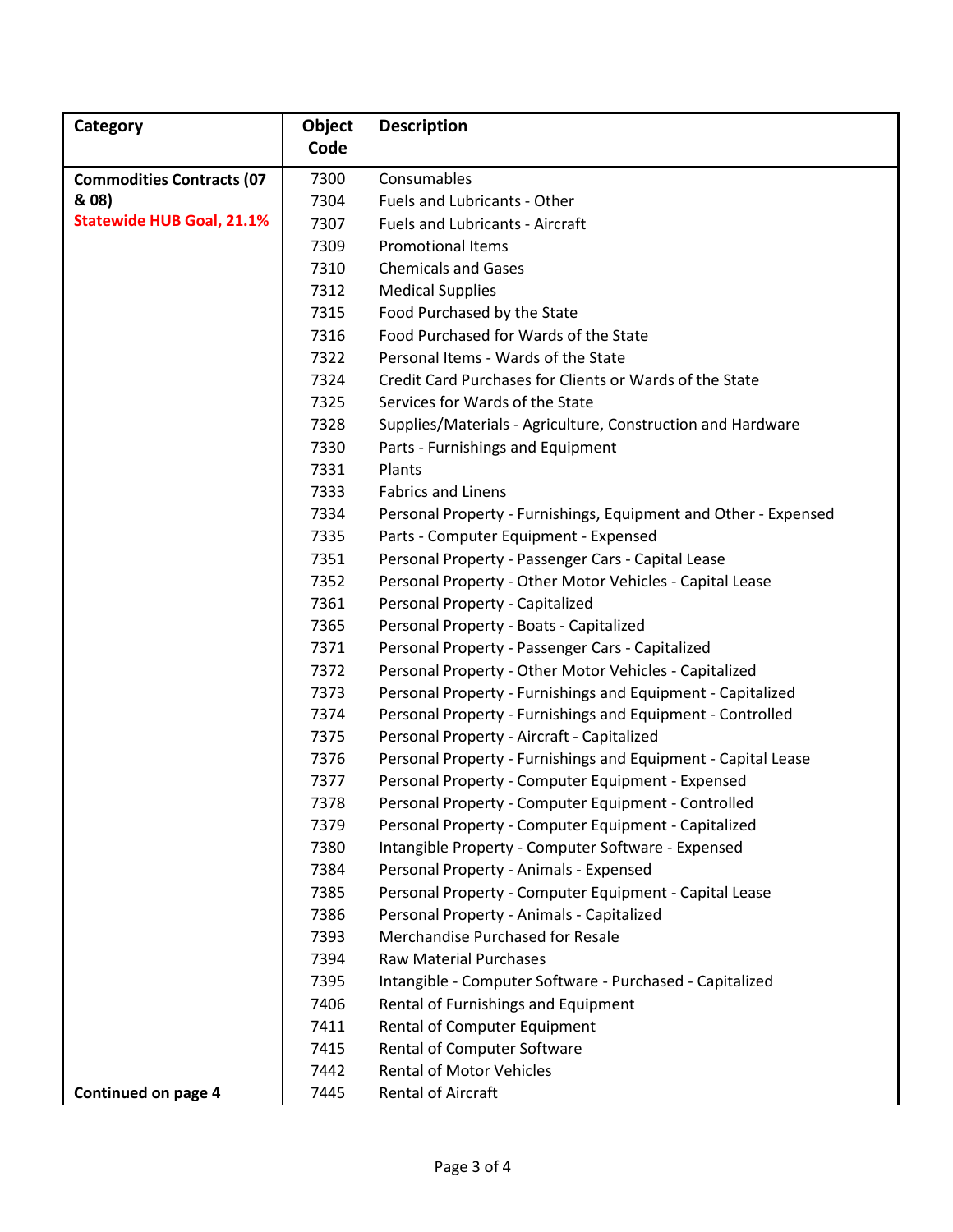| Category | Object Code | Description |
|---|---|---|
| **Commodities Contracts (07 & 08)** | 7300 | Consumables |
| **Statewide HUB Goal, 21.1%** | 7304 | Fuels and Lubricants - Other |
| | 7307 | Fuels and Lubricants - Aircraft |
| | 7309 | Promotional Items |
| | 7310 | Chemicals and Gases |
| | 7312 | Medical Supplies |
| | 7315 | Food Purchased by the State |
| | 7316 | Food Purchased for Wards of the State |
| | 7322 | Personal Items - Wards of the State |
| | 7324 | Credit Card Purchases for Clients or Wards of the State |
| | 7325 | Services for Wards of the State |
| | 7328 | Supplies/Materials - Agriculture, Construction and Hardware |
| | 7330 | Parts - Furnishings and Equipment |
| | 7331 | Plants |
| | 7333 | Fabrics and Linens |
| | 7334 | Personal Property - Furnishings, Equipment and Other - Expensed |
| | 7335 | Parts - Computer Equipment - Expensed |
| | 7351 | Personal Property - Passenger Cars - Capital Lease |
| | 7352 | Personal Property - Other Motor Vehicles - Capital Lease |
| | 7361 | Personal Property - Capitalized |
| | 7365 | Personal Property - Boats - Capitalized |
| | 7371 | Personal Property - Passenger Cars - Capitalized |
| | 7372 | Personal Property - Other Motor Vehicles - Capitalized |
| | 7373 | Personal Property - Furnishings and Equipment - Capitalized |
| | 7374 | Personal Property - Furnishings and Equipment - Controlled |
| | 7375 | Personal Property - Aircraft - Capitalized |
| | 7376 | Personal Property - Furnishings and Equipment - Capital Lease |
| | 7377 | Personal Property - Computer Equipment - Expensed |
| | 7378 | Personal Property - Computer Equipment - Controlled |
| | 7379 | Personal Property - Computer Equipment - Capitalized |
| | 7380 | Intangible Property - Computer Software - Expensed |
| | 7384 | Personal Property - Animals - Expensed |
| | 7385 | Personal Property - Computer Equipment - Capital Lease |
| | 7386 | Personal Property - Animals - Capitalized |
| | 7393 | Merchandise Purchased for Resale |
| | 7394 | Raw Material Purchases |
| | 7395 | Intangible - Computer Software - Purchased - Capitalized |
| | 7406 | Rental of Furnishings and Equipment |
| | 7411 | Rental of Computer Equipment |
| | 7415 | Rental of Computer Software |
| | 7442 | Rental of Motor Vehicles |
| **Continued on page 4** | 7445 | Rental of Aircraft |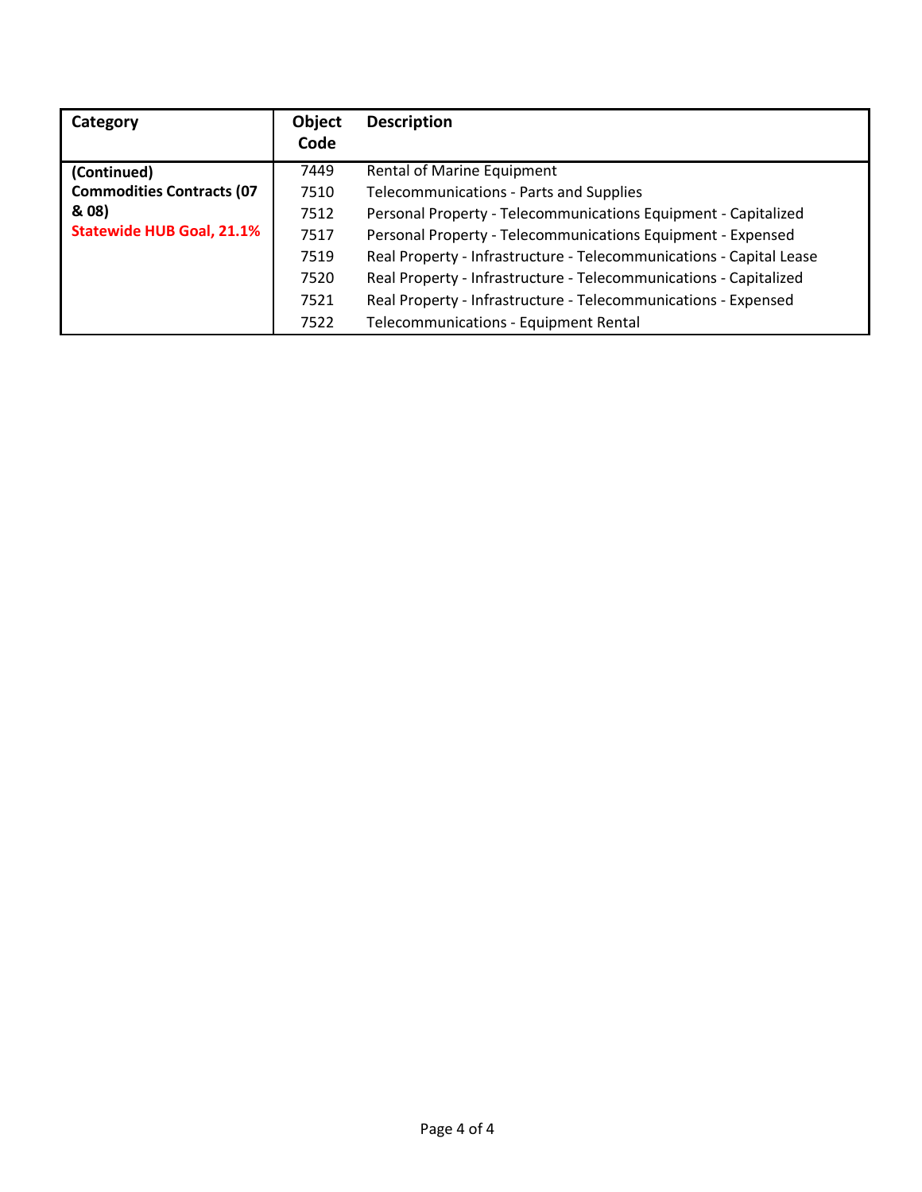| Category | Object Code | Description |
|---|---|---|
| **(Continued)** **Commodities Contracts (07 & 08)** **Statewide HUB Goal, 21.1%** | 7449 | Rental of Marine Equipment |
| | 7510 | Telecommunications - Parts and Supplies |
| | 7512 | Personal Property - Telecommunications Equipment - Capitalized |
| | 7517 | Personal Property - Telecommunications Equipment - Expensed |
| | 7519 | Real Property - Infrastructure - Telecommunications - Capital Lease |
| | 7520 | Real Property - Infrastructure - Telecommunications - Capitalized |
| | 7521 | Real Property - Infrastructure - Telecommunications - Expensed |
| | 7522 | Telecommunications - Equipment Rental |